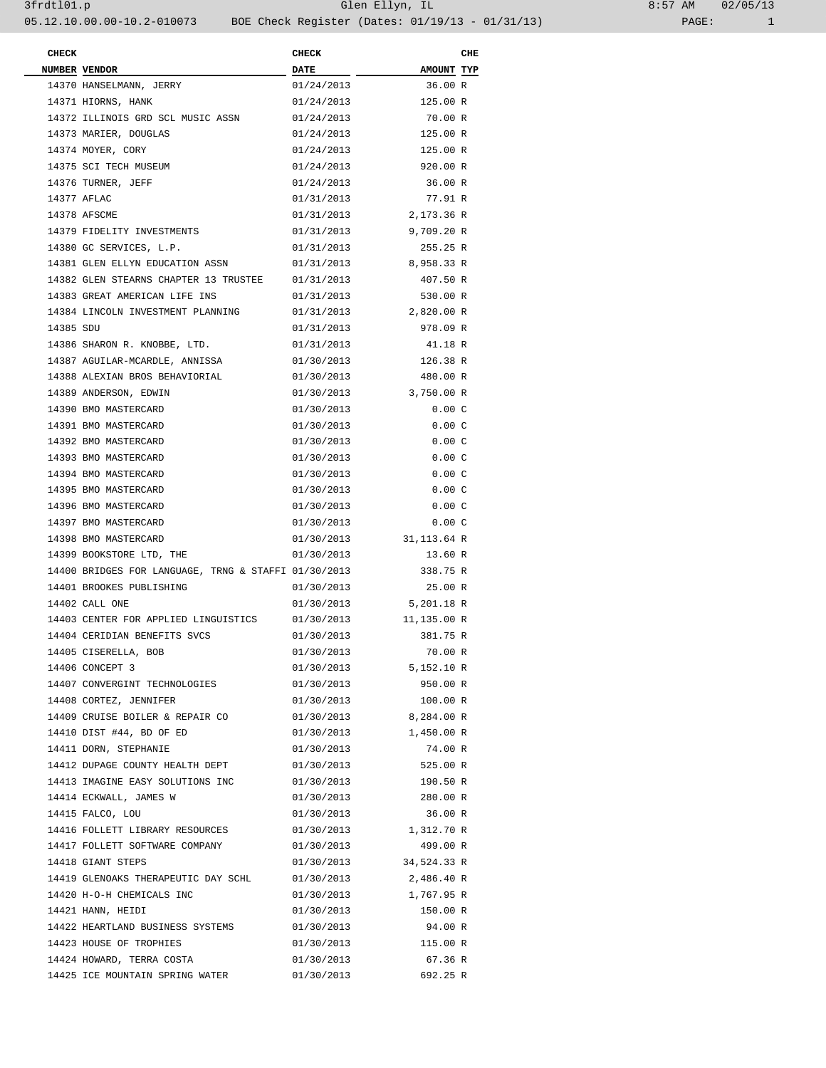3frdtl01.p Glen Ellyn, IL 8:57 AM 02/05/13

05.12.10.00.00-10.2-010073 BOE Check Register (Dates: 01/19/13 - 01/31/13)

| CHECK NUMBER | VENDOR | CHECK DATE | AMOUNT | CHE TYP |
|---|---|---|---|---|
| 14370 | HANSELMANN, JERRY | 01/24/2013 | 36.00 | R |
| 14371 | HIORNS, HANK | 01/24/2013 | 125.00 | R |
| 14372 | ILLINOIS GRD SCL MUSIC ASSN | 01/24/2013 | 70.00 | R |
| 14373 | MARIER, DOUGLAS | 01/24/2013 | 125.00 | R |
| 14374 | MOYER, CORY | 01/24/2013 | 125.00 | R |
| 14375 | SCI TECH MUSEUM | 01/24/2013 | 920.00 | R |
| 14376 | TURNER, JEFF | 01/24/2013 | 36.00 | R |
| 14377 | AFLAC | 01/31/2013 | 77.91 | R |
| 14378 | AFSCME | 01/31/2013 | 2,173.36 | R |
| 14379 | FIDELITY INVESTMENTS | 01/31/2013 | 9,709.20 | R |
| 14380 | GC SERVICES, L.P. | 01/31/2013 | 255.25 | R |
| 14381 | GLEN ELLYN EDUCATION ASSN | 01/31/2013 | 8,958.33 | R |
| 14382 | GLEN STEARNS CHAPTER 13 TRUSTEE | 01/31/2013 | 407.50 | R |
| 14383 | GREAT AMERICAN LIFE INS | 01/31/2013 | 530.00 | R |
| 14384 | LINCOLN INVESTMENT PLANNING | 01/31/2013 | 2,820.00 | R |
| 14385 | SDU | 01/31/2013 | 978.09 | R |
| 14386 | SHARON R. KNOBBE, LTD. | 01/31/2013 | 41.18 | R |
| 14387 | AGUILAR-MCARDLE, ANNISSA | 01/30/2013 | 126.38 | R |
| 14388 | ALEXIAN BROS BEHAVIORIAL | 01/30/2013 | 480.00 | R |
| 14389 | ANDERSON, EDWIN | 01/30/2013 | 3,750.00 | R |
| 14390 | BMO MASTERCARD | 01/30/2013 | 0.00 | C |
| 14391 | BMO MASTERCARD | 01/30/2013 | 0.00 | C |
| 14392 | BMO MASTERCARD | 01/30/2013 | 0.00 | C |
| 14393 | BMO MASTERCARD | 01/30/2013 | 0.00 | C |
| 14394 | BMO MASTERCARD | 01/30/2013 | 0.00 | C |
| 14395 | BMO MASTERCARD | 01/30/2013 | 0.00 | C |
| 14396 | BMO MASTERCARD | 01/30/2013 | 0.00 | C |
| 14397 | BMO MASTERCARD | 01/30/2013 | 0.00 | C |
| 14398 | BMO MASTERCARD | 01/30/2013 | 31,113.64 | R |
| 14399 | BOOKSTORE LTD, THE | 01/30/2013 | 13.60 | R |
| 14400 | BRIDGES FOR LANGUAGE, TRNG & STAFFI | 01/30/2013 | 338.75 | R |
| 14401 | BROOKES PUBLISHING | 01/30/2013 | 25.00 | R |
| 14402 | CALL ONE | 01/30/2013 | 5,201.18 | R |
| 14403 | CENTER FOR APPLIED LINGUISTICS | 01/30/2013 | 11,135.00 | R |
| 14404 | CERIDIAN BENEFITS SVCS | 01/30/2013 | 381.75 | R |
| 14405 | CISERELLA, BOB | 01/30/2013 | 70.00 | R |
| 14406 | CONCEPT 3 | 01/30/2013 | 5,152.10 | R |
| 14407 | CONVERGINT TECHNOLOGIES | 01/30/2013 | 950.00 | R |
| 14408 | CORTEZ, JENNIFER | 01/30/2013 | 100.00 | R |
| 14409 | CRUISE BOILER & REPAIR CO | 01/30/2013 | 8,284.00 | R |
| 14410 | DIST #44, BD OF ED | 01/30/2013 | 1,450.00 | R |
| 14411 | DORN, STEPHANIE | 01/30/2013 | 74.00 | R |
| 14412 | DUPAGE COUNTY HEALTH DEPT | 01/30/2013 | 525.00 | R |
| 14413 | IMAGINE EASY SOLUTIONS INC | 01/30/2013 | 190.50 | R |
| 14414 | ECKWALL, JAMES W | 01/30/2013 | 280.00 | R |
| 14415 | FALCO, LOU | 01/30/2013 | 36.00 | R |
| 14416 | FOLLETT LIBRARY RESOURCES | 01/30/2013 | 1,312.70 | R |
| 14417 | FOLLETT SOFTWARE COMPANY | 01/30/2013 | 499.00 | R |
| 14418 | GIANT STEPS | 01/30/2013 | 34,524.33 | R |
| 14419 | GLENOAKS THERAPEUTIC DAY SCHL | 01/30/2013 | 2,486.40 | R |
| 14420 | H-O-H CHEMICALS INC | 01/30/2013 | 1,767.95 | R |
| 14421 | HANN, HEIDI | 01/30/2013 | 150.00 | R |
| 14422 | HEARTLAND BUSINESS SYSTEMS | 01/30/2013 | 94.00 | R |
| 14423 | HOUSE OF TROPHIES | 01/30/2013 | 115.00 | R |
| 14424 | HOWARD, TERRA COSTA | 01/30/2013 | 67.36 | R |
| 14425 | ICE MOUNTAIN SPRING WATER | 01/30/2013 | 692.25 | R |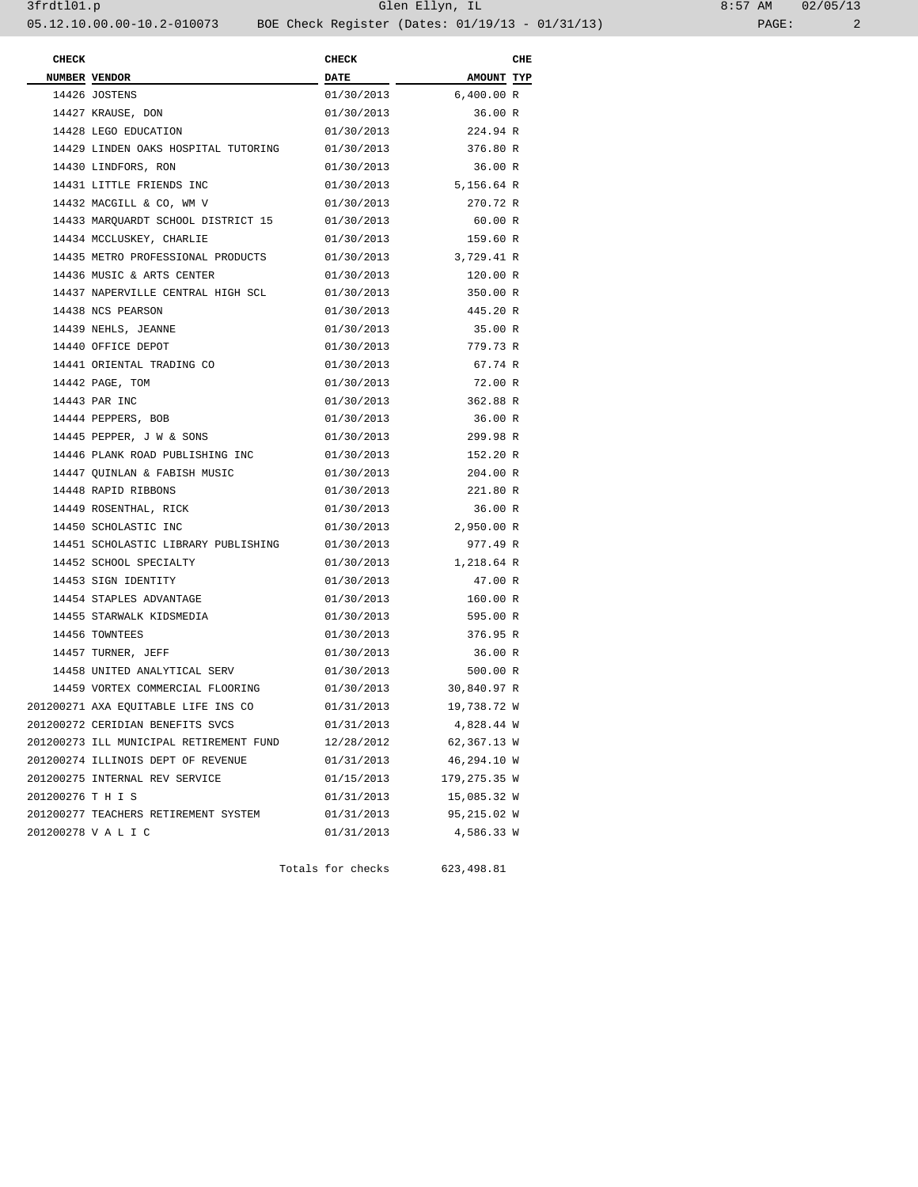| CHECK NUMBER | VENDOR | CHECK DATE | AMOUNT | CHE TYP |
|---|---|---|---|---|
| 14426 | JOSTENS | 01/30/2013 | 6,400.00 | R |
| 14427 | KRAUSE, DON | 01/30/2013 | 36.00 | R |
| 14428 | LEGO EDUCATION | 01/30/2013 | 224.94 | R |
| 14429 | LINDEN OAKS HOSPITAL TUTORING | 01/30/2013 | 376.80 | R |
| 14430 | LINDFORS, RON | 01/30/2013 | 36.00 | R |
| 14431 | LITTLE FRIENDS INC | 01/30/2013 | 5,156.64 | R |
| 14432 | MACGILL & CO, WM V | 01/30/2013 | 270.72 | R |
| 14433 | MARQUARDT SCHOOL DISTRICT 15 | 01/30/2013 | 60.00 | R |
| 14434 | MCCLUSKEY, CHARLIE | 01/30/2013 | 159.60 | R |
| 14435 | METRO PROFESSIONAL PRODUCTS | 01/30/2013 | 3,729.41 | R |
| 14436 | MUSIC & ARTS CENTER | 01/30/2013 | 120.00 | R |
| 14437 | NAPERVILLE CENTRAL HIGH SCL | 01/30/2013 | 350.00 | R |
| 14438 | NCS PEARSON | 01/30/2013 | 445.20 | R |
| 14439 | NEHLS, JEANNE | 01/30/2013 | 35.00 | R |
| 14440 | OFFICE DEPOT | 01/30/2013 | 779.73 | R |
| 14441 | ORIENTAL TRADING CO | 01/30/2013 | 67.74 | R |
| 14442 | PAGE, TOM | 01/30/2013 | 72.00 | R |
| 14443 | PAR INC | 01/30/2013 | 362.88 | R |
| 14444 | PEPPERS, BOB | 01/30/2013 | 36.00 | R |
| 14445 | PEPPER, J W & SONS | 01/30/2013 | 299.98 | R |
| 14446 | PLANK ROAD PUBLISHING INC | 01/30/2013 | 152.20 | R |
| 14447 | QUINLAN & FABISH MUSIC | 01/30/2013 | 204.00 | R |
| 14448 | RAPID RIBBONS | 01/30/2013 | 221.80 | R |
| 14449 | ROSENTHAL, RICK | 01/30/2013 | 36.00 | R |
| 14450 | SCHOLASTIC INC | 01/30/2013 | 2,950.00 | R |
| 14451 | SCHOLASTIC LIBRARY PUBLISHING | 01/30/2013 | 977.49 | R |
| 14452 | SCHOOL SPECIALTY | 01/30/2013 | 1,218.64 | R |
| 14453 | SIGN IDENTITY | 01/30/2013 | 47.00 | R |
| 14454 | STAPLES ADVANTAGE | 01/30/2013 | 160.00 | R |
| 14455 | STARWALK KIDSMEDIA | 01/30/2013 | 595.00 | R |
| 14456 | TOWNTEES | 01/30/2013 | 376.95 | R |
| 14457 | TURNER, JEFF | 01/30/2013 | 36.00 | R |
| 14458 | UNITED ANALYTICAL SERV | 01/30/2013 | 500.00 | R |
| 14459 | VORTEX COMMERCIAL FLOORING | 01/30/2013 | 30,840.97 | R |
| 201200271 | AXA EQUITABLE LIFE INS CO | 01/31/2013 | 19,738.72 | W |
| 201200272 | CERIDIAN BENEFITS SVCS | 01/31/2013 | 4,828.44 | W |
| 201200273 | ILL MUNICIPAL RETIREMENT FUND | 12/28/2012 | 62,367.13 | W |
| 201200274 | ILLINOIS DEPT OF REVENUE | 01/31/2013 | 46,294.10 | W |
| 201200275 | INTERNAL REV SERVICE | 01/15/2013 | 179,275.35 | W |
| 201200276 | T H I S | 01/31/2013 | 15,085.32 | W |
| 201200277 | TEACHERS RETIREMENT SYSTEM | 01/31/2013 | 95,215.02 | W |
| 201200278 | V A L I C | 01/31/2013 | 4,586.33 | W |
| | | Totals for checks | 623,498.81 | |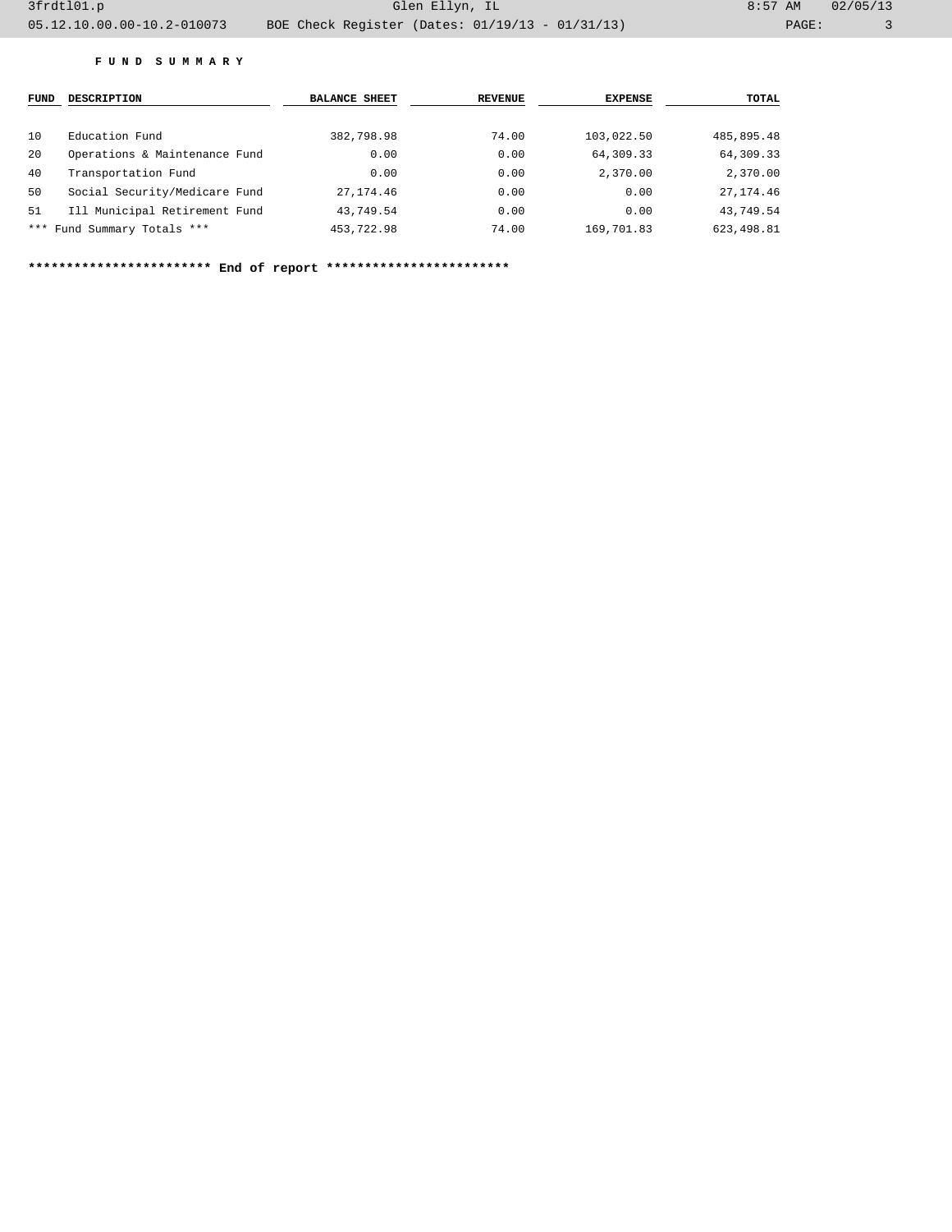**F U N D  S U M M A R Y**

| FUND | DESCRIPTION | BALANCE SHEET | REVENUE | EXPENSE | TOTAL |
|---|---|---|---|---|---|
| 10 | Education Fund | 382,798.98 | 74.00 | 103,022.50 | 485,895.48 |
| 20 | Operations & Maintenance Fund | 0.00 | 0.00 | 64,309.33 | 64,309.33 |
| 40 | Transportation Fund | 0.00 | 0.00 | 2,370.00 | 2,370.00 |
| 50 | Social Security/Medicare Fund | 27,174.46 | 0.00 | 0.00 | 27,174.46 |
| 51 | Ill Municipal Retirement Fund | 43,749.54 | 0.00 | 0.00 | 43,749.54 |
| *** Fund Summary Totals *** | | 453,722.98 | 74.00 | 169,701.83 | 623,498.81 |

**************************** End of report ****************************